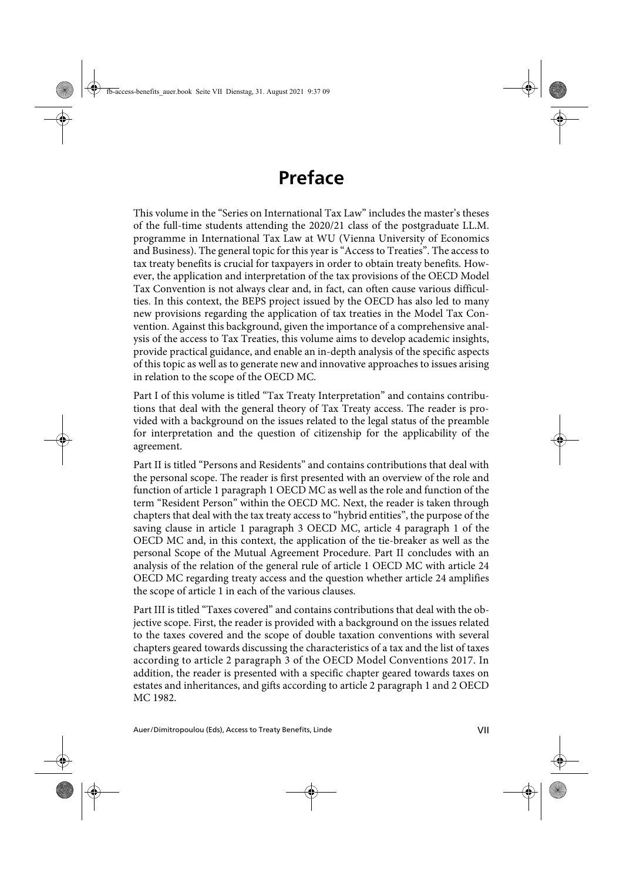# Preface

This volume in the "Series on International Tax Law" includes the master's theses of the full-time students attending the 2020/21 class of the postgraduate LL.M. programme in International Tax Law at WU (Vienna University of Economics and Business). The general topic for this year is "Access to Treaties". The access to tax treaty benefits is crucial for taxpayers in order to obtain treaty benefits. However, the application and interpretation of the tax provisions of the OECD Model Tax Convention is not always clear and, in fact, can often cause various difficulties. In this context, the BEPS project issued by the OECD has also led to many new provisions regarding the application of tax treaties in the Model Tax Convention. Against this background, given the importance of a comprehensive analysis of the access to Tax Treaties, this volume aims to develop academic insights, provide practical guidance, and enable an in-depth analysis of the specific aspects of this topic as well as to generate new and innovative approaches to issues arising in relation to the scope of the OECD MC.

Part I of this volume is titled "Tax Treaty Interpretation" and contains contributions that deal with the general theory of Tax Treaty access. The reader is provided with a background on the issues related to the legal status of the preamble for interpretation and the question of citizenship for the applicability of the agreement.

Part II is titled "Persons and Residents" and contains contributions that deal with the personal scope. The reader is first presented with an overview of the role and function of article 1 paragraph 1 OECD MC as well as the role and function of the term "Resident Person" within the OECD MC. Next, the reader is taken through chapters that deal with the tax treaty access to "hybrid entities", the purpose of the saving clause in article 1 paragraph 3 OECD MC, article 4 paragraph 1 of the OECD MC and, in this context, the application of the tie-breaker as well as the personal Scope of the Mutual Agreement Procedure. Part II concludes with an analysis of the relation of the general rule of article 1 OECD MC with article 24 OECD MC regarding treaty access and the question whether article 24 amplifies the scope of article 1 in each of the various clauses.

Part III is titled "Taxes covered" and contains contributions that deal with the objective scope. First, the reader is provided with a background on the issues related to the taxes covered and the scope of double taxation conventions with several chapters geared towards discussing the characteristics of a tax and the list of taxes according to article 2 paragraph 3 of the OECD Model Conventions 2017. In addition, the reader is presented with a specific chapter geared towards taxes on estates and inheritances, and gifts according to article 2 paragraph 1 and 2 OECD MC 1982.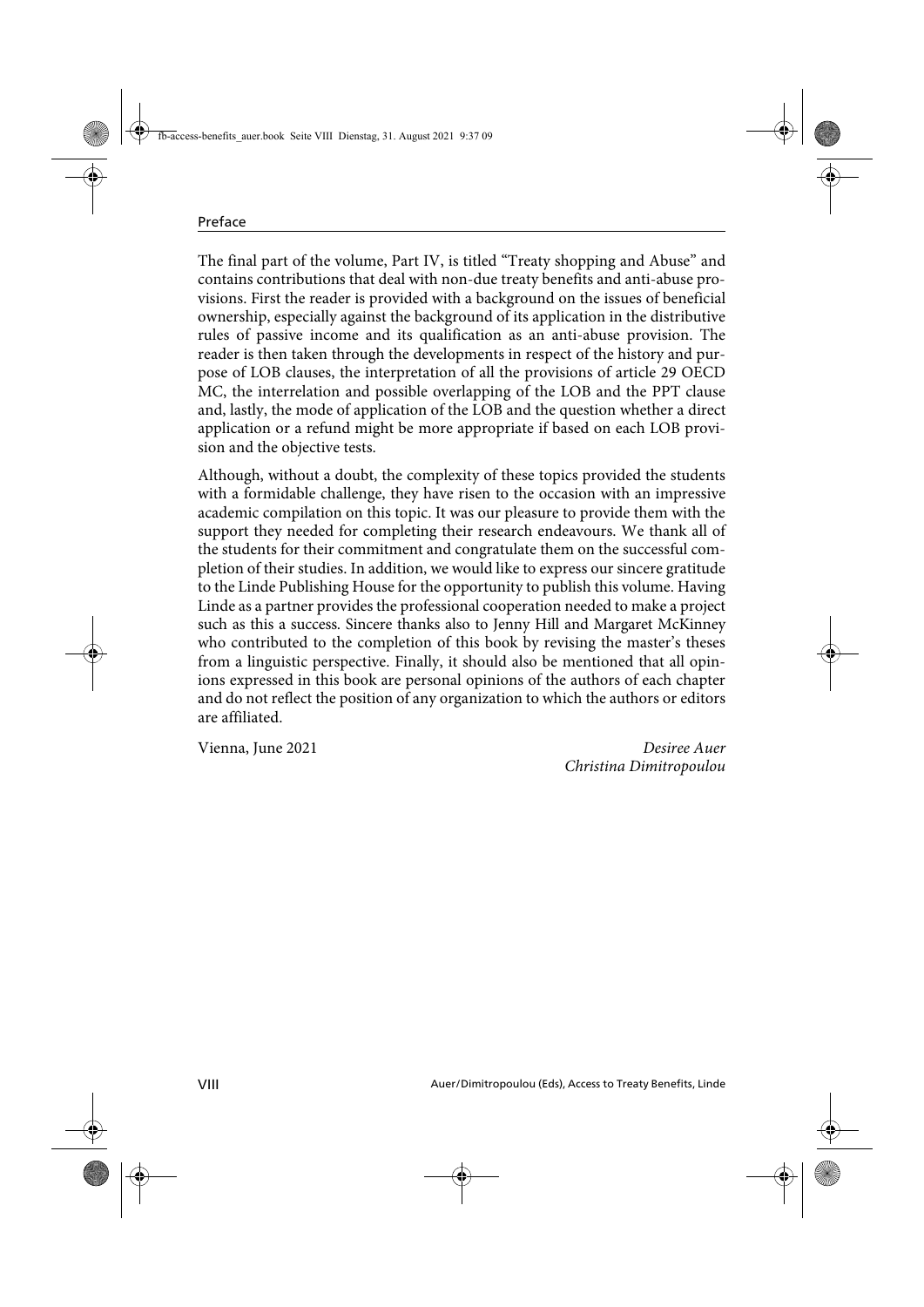The final part of the volume, Part IV, is titled "Treaty shopping and Abuse" and contains contributions that deal with non-due treaty benefits and anti-abuse provisions. First the reader is provided with a background on the issues of beneficial ownership, especially against the background of its application in the distributive rules of passive income and its qualification as an anti-abuse provision. The reader is then taken through the developments in respect of the history and purpose of LOB clauses, the interpretation of all the provisions of article 29 OECD MC, the interrelation and possible overlapping of the LOB and the PPT clause and, lastly, the mode of application of the LOB and the question whether a direct application or a refund might be more appropriate if based on each LOB provision and the objective tests.

Although, without a doubt, the complexity of these topics provided the students with a formidable challenge, they have risen to the occasion with an impressive academic compilation on this topic. It was our pleasure to provide them with the support they needed for completing their research endeavours. We thank all of the students for their commitment and congratulate them on the successful completion of their studies. In addition, we would like to express our sincere gratitude to the Linde Publishing House for the opportunity to publish this volume. Having Linde as a partner provides the professional cooperation needed to make a project such as this a success. Sincere thanks also to Jenny Hill and Margaret McKinney who contributed to the completion of this book by revising the master's theses from a linguistic perspective. Finally, it should also be mentioned that all opinions expressed in this book are personal opinions of the authors of each chapter and do not reflect the position of any organization to which the authors or editors are affiliated.

Vienna, June 2021

*Desiree Auer*
*Christina Dimitropoulou*